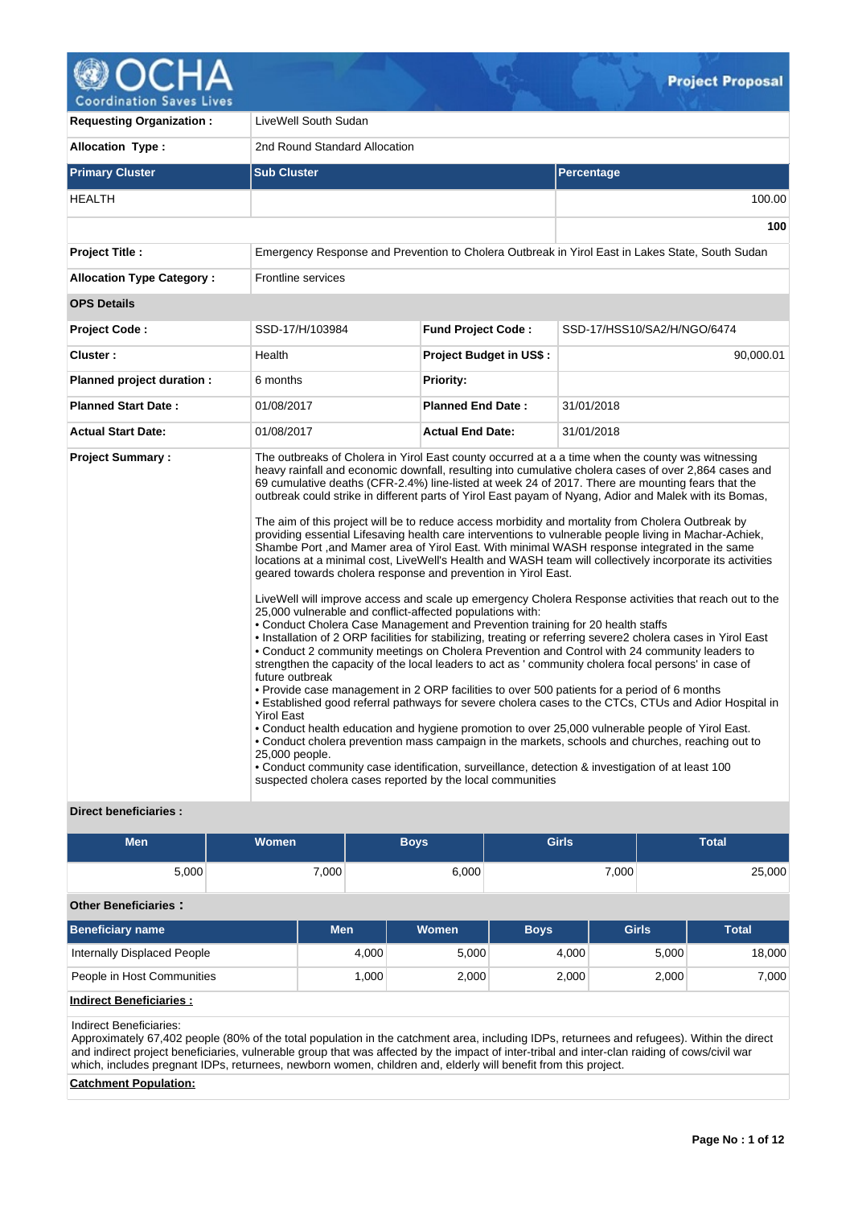# Project Proposal

| | | | |
|---|---|---|---|
| **Requesting Organization :** | LiveWell South Sudan | | |
| **Allocation Type :** | 2nd Round Standard Allocation | | |

| **Primary Cluster** | **Sub Cluster** | **Percentage** |
|---|---|---|
| HEALTH | | 100.00 |
| | | **100** |

| | | | |
|---|---|---|---|
| **Project Title :** | Emergency Response and Prevention to Cholera Outbreak in Yirol East in Lakes State, South Sudan | | |
| **Allocation Type Category :** | Frontline services | | |
| **OPS Details** | | | |
| **Project Code :** | SSD-17/H/103984 | **Fund Project Code :** | SSD-17/HSS10/SA2/H/NGO/6474 |
| **Cluster :** | Health | **Project Budget in US$ :** | 90,000.01 |
| **Planned project duration :** | 6 months | **Priority:** | |
| **Planned Start Date :** | 01/08/2017 | **Planned End Date :** | 31/01/2018 |
| **Actual Start Date:** | 01/08/2017 | **Actual End Date:** | 31/01/2018 |

**Project Summary :**

The outbreaks of Cholera in Yirol East county occurred at a a time when the county was witnessing heavy rainfall and economic downfall, resulting into cumulative cholera cases of over 2,864 cases and 69 cumulative deaths (CFR-2.4%) line-listed at week 24 of 2017. There are mounting fears that the outbreak could strike in different parts of Yirol East payam of Nyang, Adior and Malek with its Bomas,

The aim of this project will be to reduce access morbidity and mortality from Cholera Outbreak by providing essential Lifesaving health care interventions to vulnerable people living in Machar-Achiek, Shambe Port ,and Mamer area of Yirol East. With minimal WASH response integrated in the same locations at a minimal cost, LiveWell's Health and WASH team will collectively incorporate its activities geared towards cholera response and prevention in Yirol East.

LiveWell will improve access and scale up emergency Cholera Response activities that reach out to the 25,000 vulnerable and conflict-affected populations with:
• Conduct Cholera Case Management and Prevention training for 20 health staffs
• Installation of 2 ORP facilities for stabilizing, treating or referring severe2 cholera cases in Yirol East
• Conduct 2 community meetings on Cholera Prevention and Control with 24 community leaders to strengthen the capacity of the local leaders to act as ' community cholera focal persons' in case of future outbreak
• Provide case management in 2 ORP facilities to over 500 patients for a period of 6 months
• Established good referral pathways for severe cholera cases to the CTCs, CTUs and Adior Hospital in Yirol East
• Conduct health education and hygiene promotion to over 25,000 vulnerable people of Yirol East.
• Conduct cholera prevention mass campaign in the markets, schools and churches, reaching out to 25,000 people.
• Conduct community case identification, surveillance, detection & investigation of at least 100 suspected cholera cases reported by the local communities

**Direct beneficiaries :**

| Men | Women | Boys | Girls | Total |
|---|---|---|---|---|
| 5,000 | 7,000 | 6,000 | 7,000 | 25,000 |

**Other Beneficiaries :**

| Beneficiary name | Men | Women | Boys | Girls | Total |
|---|---|---|---|---|---|
| Internally Displaced People | 4,000 | 5,000 | 4,000 | 5,000 | 18,000 |
| People in Host Communities | 1,000 | 2,000 | 2,000 | 2,000 | 7,000 |

**Indirect Beneficiaries :**

Indirect Beneficiaries:
Approximately 67,402 people (80% of the total population in the catchment area, including IDPs, returnees and refugees). Within the direct and indirect project beneficiaries, vulnerable group that was affected by the impact of inter-tribal and inter-clan raiding of cows/civil war which, includes pregnant IDPs, returnees, newborn women, children and, elderly will benefit from this project.

**Catchment Population:**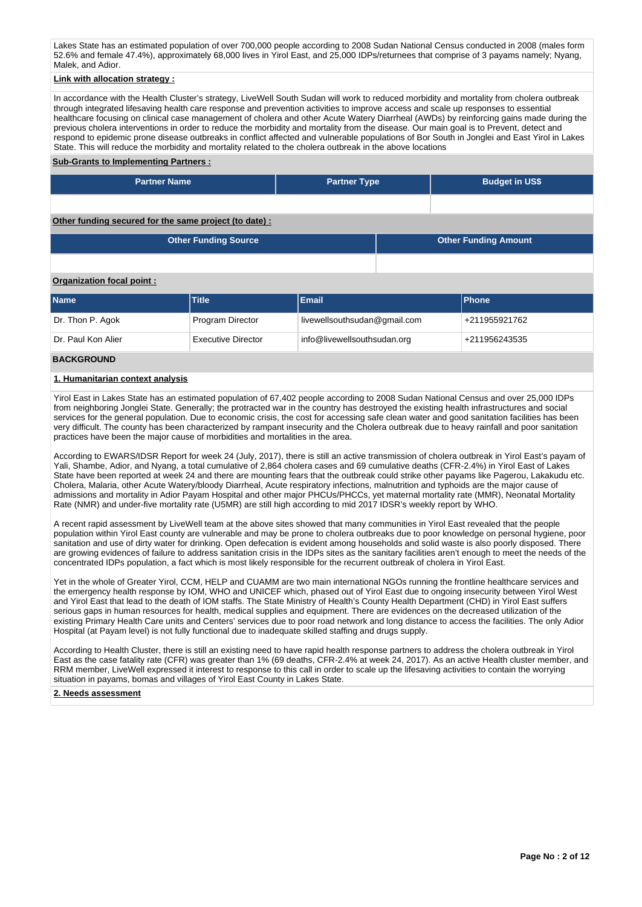Lakes State has an estimated population of over 700,000 people according to 2008 Sudan National Census conducted in 2008 (males form 52.6% and female 47.4%), approximately 68,000 lives in Yirol East, and 25,000 IDPs/returnees that comprise of 3 payams namely; Nyang, Malek, and Adior.

**Link with allocation strategy :**

In accordance with the Health Cluster's strategy, LiveWell South Sudan will work to reduced morbidity and mortality from cholera outbreak through integrated lifesaving health care response and prevention activities to improve access and scale up responses to essential healthcare focusing on clinical case management of cholera and other Acute Watery Diarrheal (AWDs) by reinforcing gains made during the previous cholera interventions in order to reduce the morbidity and mortality from the disease. Our main goal is to Prevent, detect and respond to epidemic prone disease outbreaks in conflict affected and vulnerable populations of Bor South in Jonglei and East Yirol in Lakes State. This will reduce the morbidity and mortality related to the cholera outbreak in the above locations

**Sub-Grants to Implementing Partners :**

| Partner Name | Partner Type | Budget in US$ |
|---|---|---|
| | | |

**Other funding secured for the same project (to date) :**

| Other Funding Source | Other Funding Amount |
|---|---|
| | |

**Organization focal point :**

| Name | Title | Email | Phone |
|---|---|---|---|
| Dr. Thon P. Agok | Program Director | livewellsouthsudan@gmail.com | +211955921762 |
| Dr. Paul Kon Alier | Executive Director | info@livewellsouthsudan.org | +211956243535 |

## BACKGROUND

### 1. Humanitarian context analysis

Yirol East in Lakes State has an estimated population of 67,402 people according to 2008 Sudan National Census and over 25,000 IDPs from neighboring Jonglei State. Generally; the protracted war in the country has destroyed the existing health infrastructures and social services for the general population. Due to economic crisis, the cost for accessing safe clean water and good sanitation facilities has been very difficult. The county has been characterized by rampant insecurity and the Cholera outbreak due to heavy rainfall and poor sanitation practices have been the major cause of morbidities and mortalities in the area.

According to EWARS/IDSR Report for week 24 (July, 2017), there is still an active transmission of cholera outbreak in Yirol East's payam of Yali, Shambe, Adior, and Nyang, a total cumulative of 2,864 cholera cases and 69 cumulative deaths (CFR-2.4%) in Yirol East of Lakes State have been reported at week 24 and there are mounting fears that the outbreak could strike other payams like Pagerou, Lakakudu etc. Cholera, Malaria, other Acute Watery/bloody Diarrheal, Acute respiratory infections, malnutrition and typhoids are the major cause of admissions and mortality in Adior Payam Hospital and other major PHCUs/PHCCs, yet maternal mortality rate (MMR), Neonatal Mortality Rate (NMR) and under-five mortality rate (U5MR) are still high according to mid 2017 IDSR's weekly report by WHO.

A recent rapid assessment by LiveWell team at the above sites showed that many communities in Yirol East revealed that the people population within Yirol East county are vulnerable and may be prone to cholera outbreaks due to poor knowledge on personal hygiene, poor sanitation and use of dirty water for drinking. Open defecation is evident among households and solid waste is also poorly disposed. There are growing evidences of failure to address sanitation crisis in the IDPs sites as the sanitary facilities aren't enough to meet the needs of the concentrated IDPs population, a fact which is most likely responsible for the recurrent outbreak of cholera in Yirol East.

Yet in the whole of Greater Yirol, CCM, HELP and CUAMM are two main international NGOs running the frontline healthcare services and the emergency health response by IOM, WHO and UNICEF which, phased out of Yirol East due to ongoing insecurity between Yirol West and Yirol East that lead to the death of IOM staffs. The State Ministry of Health's County Health Department (CHD) in Yirol East suffers serious gaps in human resources for health, medical supplies and equipment. There are evidences on the decreased utilization of the existing Primary Health Care units and Centers' services due to poor road network and long distance to access the facilities. The only Adior Hospital (at Payam level) is not fully functional due to inadequate skilled staffing and drugs supply.

According to Health Cluster, there is still an existing need to have rapid health response partners to address the cholera outbreak in Yirol East as the case fatality rate (CFR) was greater than 1% (69 deaths, CFR-2.4% at week 24, 2017). As an active Health cluster member, and RRM member, LiveWell expressed it interest to response to this call in order to scale up the lifesaving activities to contain the worrying situation in payams, bomas and villages of Yirol East County in Lakes State.

### 2. Needs assessment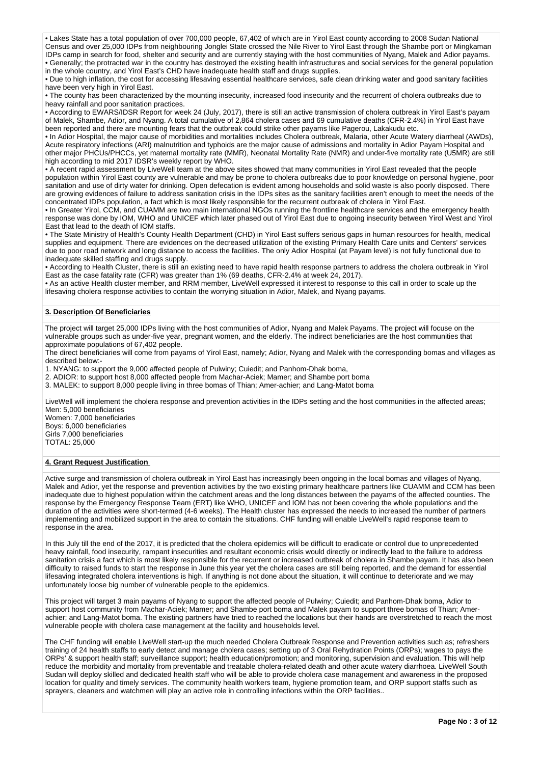• Lakes State has a total population of over 700,000 people, 67,402 of which are in Yirol East county according to 2008 Sudan National Census and over 25,000 IDPs from neighbouring Jonglei State crossed the Nile River to Yirol East through the Shambe port or Mingkaman IDPs camp in search for food, shelter and security and are currently staying with the host communities of Nyang, Malek and Adior payams.
• Generally; the protracted war in the country has destroyed the existing health infrastructures and social services for the general population in the whole country, and Yirol East's CHD have inadequate health staff and drugs supplies.
• Due to high inflation, the cost for accessing lifesaving essential healthcare services, safe clean drinking water and good sanitary facilities have been very high in Yirol East.
• The county has been characterized by the mounting insecurity, increased food insecurity and the recurrent of cholera outbreaks due to heavy rainfall and poor sanitation practices.
• According to EWARS/IDSR Report for week 24 (July, 2017), there is still an active transmission of cholera outbreak in Yirol East's payam of Malek, Shambe, Adior, and Nyang. A total cumulative of 2,864 cholera cases and 69 cumulative deaths (CFR-2.4%) in Yirol East have been reported and there are mounting fears that the outbreak could strike other payams like Pagerou, Lakakudu etc.
• In Adior Hospital, the major cause of morbidities and mortalities includes Cholera outbreak, Malaria, other Acute Watery diarrheal (AWDs), Acute respiratory infections (ARI) malnutrition and typhoids are the major cause of admissions and mortality in Adior Payam Hospital and other major PHCUs/PHCCs, yet maternal mortality rate (MMR), Neonatal Mortality Rate (NMR) and under-five mortality rate (U5MR) are still high according to mid 2017 IDSR's weekly report by WHO.
• A recent rapid assessment by LiveWell team at the above sites showed that many communities in Yirol East revealed that the people population within Yirol East county are vulnerable and may be prone to cholera outbreaks due to poor knowledge on personal hygiene, poor sanitation and use of dirty water for drinking. Open defecation is evident among households and solid waste is also poorly disposed. There are growing evidences of failure to address sanitation crisis in the IDPs sites as the sanitary facilities aren't enough to meet the needs of the concentrated IDPs population, a fact which is most likely responsible for the recurrent outbreak of cholera in Yirol East.
• In Greater Yirol, CCM, and CUAMM are two main international NGOs running the frontline healthcare services and the emergency health response was done by IOM, WHO and UNICEF which later phased out of Yirol East due to ongoing insecurity between Yirol West and Yirol East that lead to the death of IOM staffs.
• The State Ministry of Health's County Health Department (CHD) in Yirol East suffers serious gaps in human resources for health, medical supplies and equipment. There are evidences on the decreased utilization of the existing Primary Health Care units and Centers' services due to poor road network and long distance to access the facilities. The only Adior Hospital (at Payam level) is not fully functional due to inadequate skilled staffing and drugs supply.
• According to Health Cluster, there is still an existing need to have rapid health response partners to address the cholera outbreak in Yirol East as the case fatality rate (CFR) was greater than 1% (69 deaths, CFR-2.4% at week 24, 2017).
• As an active Health cluster member, and RRM member, LiveWell expressed it interest to response to this call in order to scale up the lifesaving cholera response activities to contain the worrying situation in Adior, Malek, and Nyang payams.

## 3. Description Of Beneficiaries

The project will target 25,000 IDPs living with the host communities of Adior, Nyang and Malek Payams. The project will focuse on the vulnerable groups such as under-five year, pregnant women, and the elderly. The indirect beneficiaries are the host communities that approximate populations of 67,402 people.
The direct beneficiaries will come from payams of Yirol East, namely; Adior, Nyang and Malek with the corresponding bomas and villages as described below:-

1. NYANG: to support the 9,000 affected people of Pulwiny; Cuiedit; and Panhom-Dhak boma,
2. ADIOR: to support host 8,000 affected people from Machar-Aciek; Mamer; and Shambe port boma
3. MALEK: to support 8,000 people living in three bomas of Thian; Amer-achier; and Lang-Matot boma

LiveWell will implement the cholera response and prevention activities in the IDPs setting and the host communities in the affected areas;
Men: 5,000 beneficiaries
Women: 7,000 beneficiaries
Boys: 6,000 beneficiaries
Girls 7,000 beneficiaries
TOTAL: 25,000

## 4. Grant Request Justification

Active surge and transmission of cholera outbreak in Yirol East has increasingly been ongoing in the local bomas and villages of Nyang, Malek and Adior, yet the response and prevention activities by the two existing primary healthcare partners like CUAMM and CCM has been inadequate due to highest population within the catchment areas and the long distances between the payams of the affected counties. The response by the Emergency Response Team (ERT) like WHO, UNICEF and IOM has not been covering the whole populations and the duration of the activities were short-termed (4-6 weeks). The Health cluster has expressed the needs to increased the number of partners implementing and mobilized support in the area to contain the situations. CHF funding will enable LiveWell's rapid response team to response in the area.

In this July till the end of the 2017, it is predicted that the cholera epidemics will be difficult to eradicate or control due to unprecedented heavy rainfall, food insecurity, rampant insecurities and resultant economic crisis would directly or indirectly lead to the failure to address sanitation crisis a fact which is most likely responsible for the recurrent or increased outbreak of cholera in Shambe payam. It has also been difficulty to raised funds to start the response in June this year yet the cholera cases are still being reported, and the demand for essential lifesaving integrated cholera interventions is high. If anything is not done about the situation, it will continue to deteriorate and we may unfortunately loose big number of vulnerable people to the epidemics.

This project will target 3 main payams of Nyang to support the affected people of Pulwiny; Cuiedit; and Panhom-Dhak boma, Adior to support host community from Machar-Aciek; Mamer; and Shambe port boma and Malek payam to support three bomas of Thian; Amer-achier; and Lang-Matot boma. The existing partners have tried to reached the locations but their hands are overstretched to reach the most vulnerable people with cholera case management at the facility and households level.

The CHF funding will enable LiveWell start-up the much needed Cholera Outbreak Response and Prevention activities such as; refreshers training of 24 health staffs to early detect and manage cholera cases; setting up of 3 Oral Rehydration Points (ORPs); wages to pays the ORPs' & support health staff; surveillance support; health education/promotion; and monitoring, supervision and evaluation. This will help reduce the morbidity and mortality from preventable and treatable cholera-related death and other acute watery diarrhoea. LiveWell South Sudan will deploy skilled and dedicated health staff who will be able to provide cholera case management and awareness in the proposed location for quality and timely services. The community health workers team, hygiene promotion team, and ORP support staffs such as sprayers, cleaners and watchmen will play an active role in controlling infections within the ORP facilities..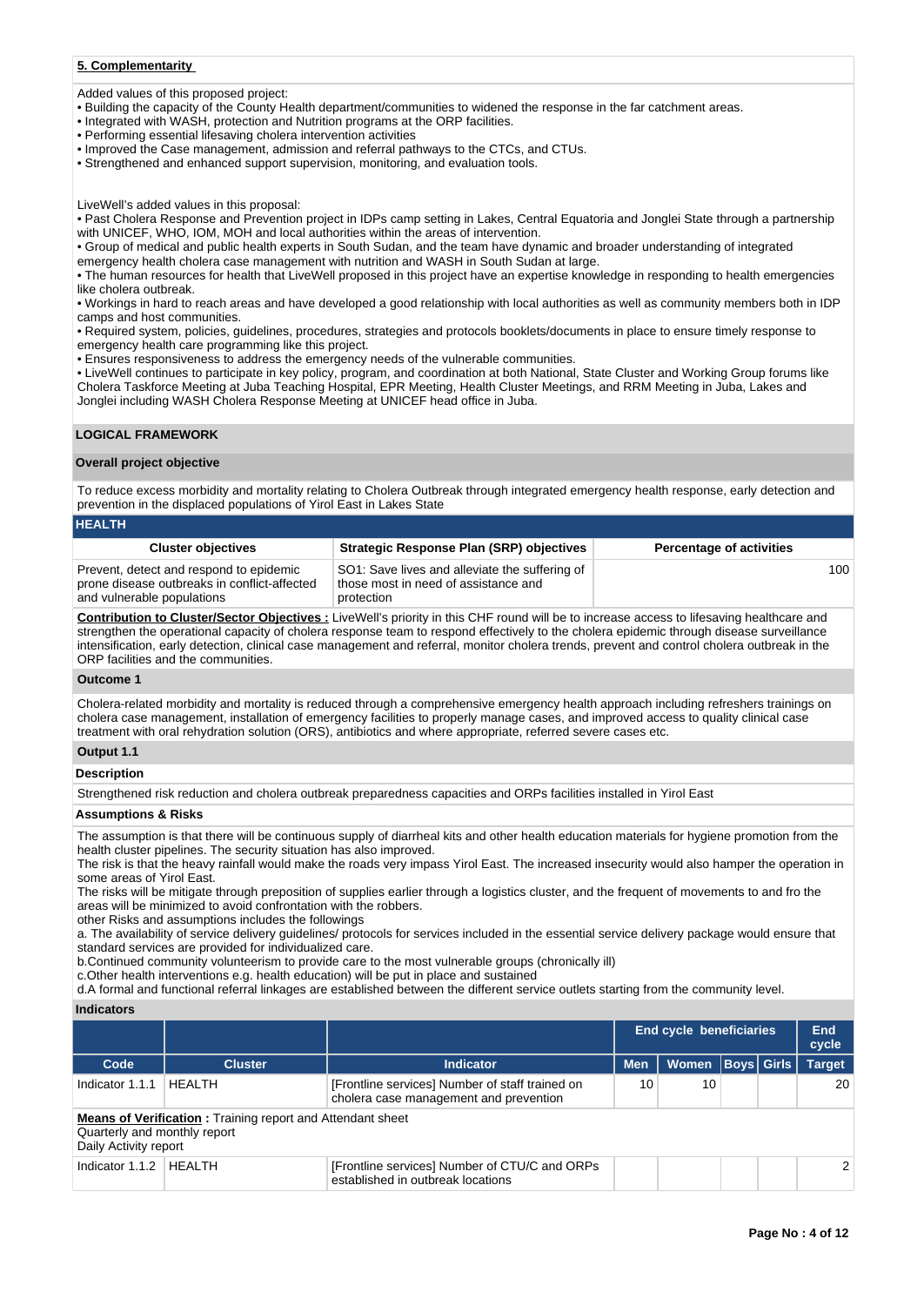**5. Complementarity**

Added values of this proposed project:
- Building the capacity of the County Health department/communities to widened the response in the far catchment areas.
- Integrated with WASH, protection and Nutrition programs at the ORP facilities.
- Performing essential lifesaving cholera intervention activities
- Improved the Case management, admission and referral pathways to the CTCs, and CTUs.
- Strengthened and enhanced support supervision, monitoring, and evaluation tools.

LiveWell's added values in this proposal:
- Past Cholera Response and Prevention project in IDPs camp setting in Lakes, Central Equatoria and Jonglei State through a partnership with UNICEF, WHO, IOM, MOH and local authorities within the areas of intervention.
- Group of medical and public health experts in South Sudan, and the team have dynamic and broader understanding of integrated emergency health cholera case management with nutrition and WASH in South Sudan at large.
- The human resources for health that LiveWell proposed in this project have an expertise knowledge in responding to health emergencies like cholera outbreak.
- Workings in hard to reach areas and have developed a good relationship with local authorities as well as community members both in IDP camps and host communities.
- Required system, policies, guidelines, procedures, strategies and protocols booklets/documents in place to ensure timely response to emergency health care programming like this project.
- Ensures responsiveness to address the emergency needs of the vulnerable communities.
- LiveWell continues to participate in key policy, program, and coordination at both National, State Cluster and Working Group forums like Cholera Taskforce Meeting at Juba Teaching Hospital, EPR Meeting, Health Cluster Meetings, and RRM Meeting in Juba, Lakes and Jonglei including WASH Cholera Response Meeting at UNICEF head office in Juba.

## LOGICAL FRAMEWORK

### Overall project objective

To reduce excess morbidity and mortality relating to Cholera Outbreak through integrated emergency health response, early detection and prevention in the displaced populations of Yirol East in Lakes State

### HEALTH

| Cluster objectives | Strategic Response Plan (SRP) objectives | Percentage of activities |
|---|---|---|
| Prevent, detect and respond to epidemic prone disease outbreaks in conflict-affected and vulnerable populations | SO1: Save lives and alleviate the suffering of those most in need of assistance and protection | 100 |

**Contribution to Cluster/Sector Objectives :** LiveWell's priority in this CHF round will be to increase access to lifesaving healthcare and strengthen the operational capacity of cholera response team to respond effectively to the cholera epidemic through disease surveillance intensification, early detection, clinical case management and referral, monitor cholera trends, prevent and control cholera outbreak in the ORP facilities and the communities.

**Outcome 1**

Cholera-related morbidity and mortality is reduced through a comprehensive emergency health approach including refreshers trainings on cholera case management, installation of emergency facilities to properly manage cases, and improved access to quality clinical case treatment with oral rehydration solution (ORS), antibiotics and where appropriate, referred severe cases etc.

**Output 1.1**

**Description**

Strengthened risk reduction and cholera outbreak preparedness capacities and ORPs facilities installed in Yirol East

**Assumptions & Risks**

The assumption is that there will be continuous supply of diarrheal kits and other health education materials for hygiene promotion from the health cluster pipelines. The security situation has also improved.
The risk is that the heavy rainfall would make the roads very impass Yirol East. The increased insecurity would also hamper the operation in some areas of Yirol East.
The risks will be mitigate through preposition of supplies earlier through a logistics cluster, and the frequent of movements to and fro the areas will be minimized to avoid confrontation with the robbers.
other Risks and assumptions includes the followings
a. The availability of service delivery guidelines/ protocols for services included in the essential service delivery package would ensure that standard services are provided for individualized care.
b.Continued community volunteerism to provide care to the most vulnerable groups (chronically ill)
c.Other health interventions e.g. health education) will be put in place and sustained
d.A formal and functional referral linkages are established between the different service outlets starting from the community level.

**Indicators**

| | | | End cycle beneficiaries | | | | End cycle |
|---|---|---|---|---|---|---|---|
| Code | Cluster | Indicator | Men | Women | Boys | Girls | Target |
| Indicator 1.1.1 | HEALTH | [Frontline services] Number of staff trained on cholera case management and prevention | 10 | 10 | | | 20 |
| **Means of Verification :** Training report and Attendant sheet<br>Quarterly and monthly report<br>Daily Activity report | | | | | | | |
| Indicator 1.1.2 | HEALTH | [Frontline services] Number of CTU/C and ORPs established in outbreak locations | | | | | 2 |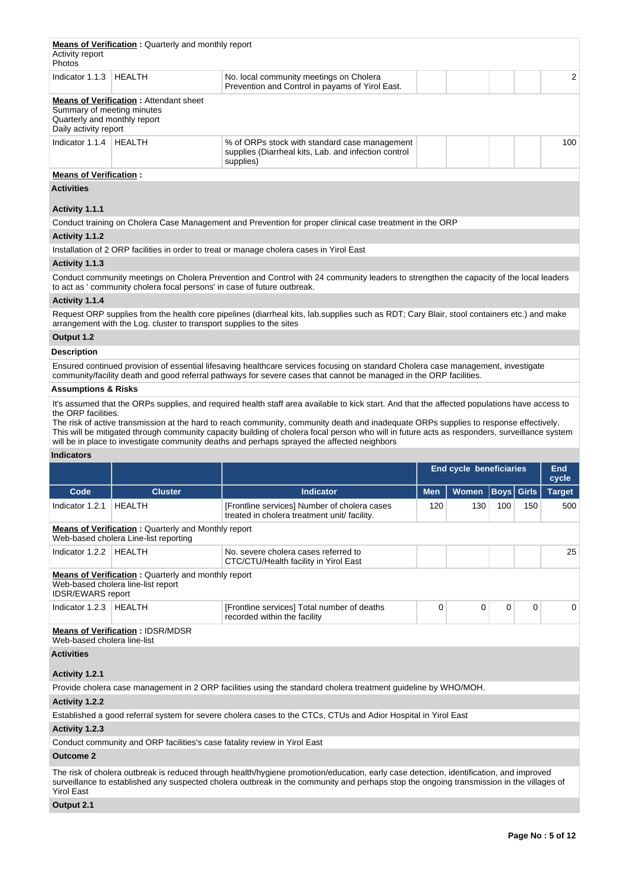**Means of Verification :** Quarterly and monthly report
Activity report
Photos

| Indicator 1.1.3 | HEALTH | No. local community meetings on Cholera Prevention and Control in payams of Yirol East. | | | | | 2 |
|---|---|---|---|---|---|---|---|

**Means of Verification :** Attendant sheet
Summary of meeting minutes
Quarterly and monthly report
Daily activity report

| Indicator 1.1.4 | HEALTH | % of ORPs stock with standard case management supplies (Diarrheal kits, Lab. and infection control supplies) | | | | | 100 |
|---|---|---|---|---|---|---|---|

**Means of Verification :**

**Activities**

**Activity 1.1.1**

Conduct training on Cholera Case Management and Prevention for proper clinical case treatment in the ORP

**Activity 1.1.2**

Installation of 2 ORP facilities in order to treat or manage cholera cases in Yirol East

**Activity 1.1.3**

Conduct community meetings on Cholera Prevention and Control with 24 community leaders to strengthen the capacity of the local leaders to act as ' community cholera focal persons' in case of future outbreak.

**Activity 1.1.4**

Request ORP supplies from the health core pipelines (diarrheal kits, lab.supplies such as RDT; Cary Blair, stool containers etc.) and make arrangement with the Log. cluster to transport supplies to the sites

**Output 1.2**

**Description**

Ensured continued provision of essential lifesaving healthcare services focusing on standard Cholera case management, investigate community/facility death and good referral pathways for severe cases that cannot be managed in the ORP facilities.

**Assumptions & Risks**

It's assumed that the ORPs supplies, and required health staff area available to kick start. And that the affected populations have access to the ORP facilities.
The risk of active transmission at the hard to reach community, community death and inadequate ORPs supplies to response effectively. This will be mitigated through community capacity building of cholera focal person who will in future acts as responders, surveillance system will be in place to investigate community deaths and perhaps sprayed the affected neighbors

**Indicators**

| | | | End cycle beneficiaries | | | | End cycle |
|---|---|---|---|---|---|---|---|
| **Code** | **Cluster** | **Indicator** | **Men** | **Women** | **Boys** | **Girls** | **Target** |
| Indicator 1.2.1 | HEALTH | [Frontline services] Number of cholera cases treated in cholera treatment unit/ facility. | 120 | 130 | 100 | 150 | 500 |

**Means of Verification :** Quarterly and Monthly report
Web-based cholera Line-list reporting

| Indicator 1.2.2 | HEALTH | No. severe cholera cases referred to CTC/CTU/Health facility in Yirol East | | | | | 25 |
|---|---|---|---|---|---|---|---|

**Means of Verification :** Quarterly and monthly report
Web-based cholera line-list report
IDSR/EWARS report

| Indicator 1.2.3 | HEALTH | [Frontline services] Total number of deaths recorded within the facility | 0 | 0 | 0 | 0 | 0 |
|---|---|---|---|---|---|---|---|

**Means of Verification :** IDSR/MDSR
Web-based cholera line-list

**Activities**

**Activity 1.2.1**

Provide cholera case management in 2 ORP facilities using the standard cholera treatment guideline by WHO/MOH.

**Activity 1.2.2**

Established a good referral system for severe cholera cases to the CTCs, CTUs and Adior Hospital in Yirol East

**Activity 1.2.3**

Conduct community and ORP facilities's case fatality review in Yirol East

**Outcome 2**

The risk of cholera outbreak is reduced through health/hygiene promotion/education, early case detection, identification, and improved surveillance to established any suspected cholera outbreak in the community and perhaps stop the ongoing transmission in the villages of Yirol East

**Output 2.1**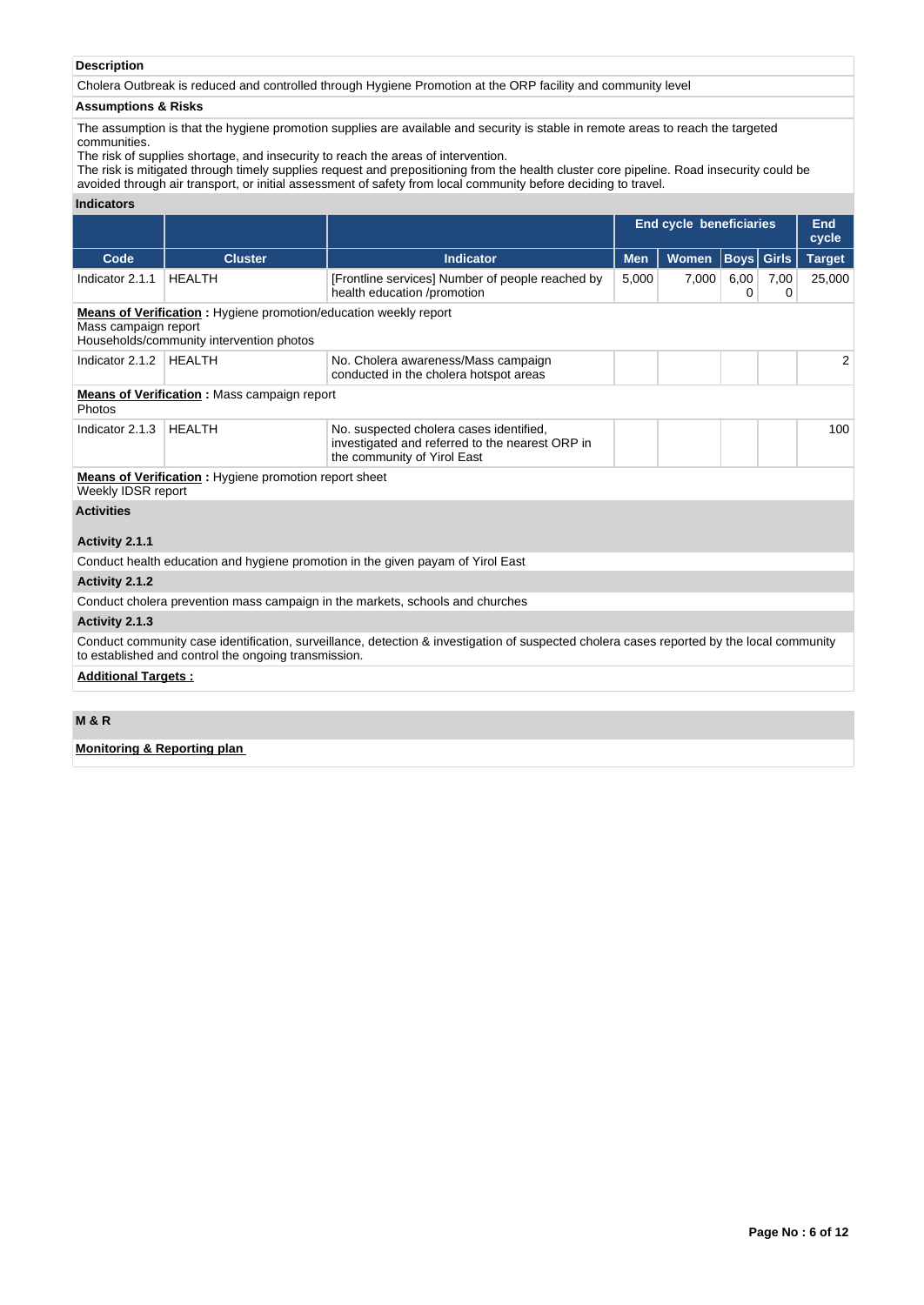**Description**

Cholera Outbreak is reduced and controlled through Hygiene Promotion at the ORP facility and community level

**Assumptions & Risks**

The assumption is that the hygiene promotion supplies are available and security is stable in remote areas to reach the targeted communities.
The risk of supplies shortage, and insecurity to reach the areas of intervention.
The risk is mitigated through timely supplies request and prepositioning from the health cluster core pipeline. Road insecurity could be avoided through air transport, or initial assessment of safety from local community before deciding to travel.

**Indicators**

| | | | End cycle beneficiaries | | | | End cycle |
|---|---|---|---|---|---|---|---|
| Code | Cluster | Indicator | Men | Women | Boys | Girls | Target |
| Indicator 2.1.1 | HEALTH | [Frontline services] Number of people reached by health education /promotion | 5,000 | 7,000 | 6,000 | 7,000 | 25,000 |
| **Means of Verification :** Hygiene promotion/education weekly report<br>Mass campaign report<br>Households/community intervention photos | | | | | | | |
| Indicator 2.1.2 | HEALTH | No. Cholera awareness/Mass campaign conducted in the cholera hotspot areas | | | | | 2 |
| **Means of Verification :** Mass campaign report<br>Photos | | | | | | | |
| Indicator 2.1.3 | HEALTH | No. suspected cholera cases identified, investigated and referred to the nearest ORP in the community of Yirol East | | | | | 100 |
| **Means of Verification :** Hygiene promotion report sheet<br>Weekly IDSR report | | | | | | | |

**Activities**

**Activity 2.1.1**

Conduct health education and hygiene promotion in the given payam of Yirol East

**Activity 2.1.2**

Conduct cholera prevention mass campaign in the markets, schools and churches

**Activity 2.1.3**

Conduct community case identification, surveillance, detection & investigation of suspected cholera cases reported by the local community to established and control the ongoing transmission.

**Additional Targets :**

## M & R

**Monitoring & Reporting plan**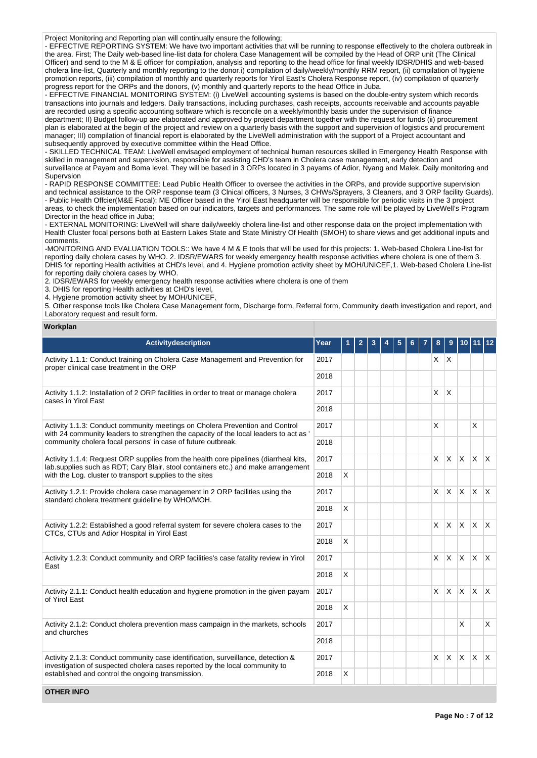Project Monitoring and Reporting plan will continually ensure the following;

- EFFECTIVE REPORTING SYSTEM: We have two important activities that will be running to response effectively to the cholera outbreak in the area. First; The Daily web-based line-list data for cholera Case Management will be compiled by the Head of ORP unit (The Clinical Officer) and send to the M & E officer for compilation, analysis and reporting to the head office for final weekly IDSR/DHIS and web-based cholera line-list, Quarterly and monthly reporting to the donor.i) compilation of daily/weekly/monthly RRM report, (ii) compilation of hygiene promotion reports, (iii) compilation of monthly and quarterly reports for Yirol East's Cholera Response report, (iv) compilation of quarterly progress report for the ORPs and the donors, (v) monthly and quarterly reports to the head Office in Juba.
- EFFECTIVE FINANCIAL MONITORING SYSTEM: (i) LiveWell accounting systems is based on the double-entry system which records transactions into journals and ledgers. Daily transactions, including purchases, cash receipts, accounts receivable and accounts payable are recorded using a specific accounting software which is reconcile on a weekly/monthly basis under the supervision of finance department; II) Budget follow-up are elaborated and approved by project department together with the request for funds (ii) procurement plan is elaborated at the begin of the project and review on a quarterly basis with the support and supervision of logistics and procurement manager; III) compilation of financial report is elaborated by the LiveWell administration with the support of a Project accountant and subsequently approved by executive committee within the Head Office.
- SKILLED TECHNICAL TEAM: LiveWell envisaged employment of technical human resources skilled in Emergency Health Response with skilled in management and supervision, responsible for assisting CHD's team in Cholera case management, early detection and surveillance at Payam and Boma level. They will be based in 3 ORPs located in 3 payams of Adior, Nyang and Malek. Daily monitoring and Supervsion
- RAPID RESPONSE COMMITTEE: Lead Public Health Officer to oversee the activities in the ORPs, and provide supportive supervision and technical assistance to the ORP response team (3 Clnical officers, 3 Nurses, 3 CHWs/Sprayers, 3 Cleaners, and 3 ORP facility Guards).
- Public Health Offcier(M&E Focal): ME Officer based in the Yirol East headquarter will be responsible for periodic visits in the 3 project areas, to check the implementation based on our indicators, targets and performances. The same role will be played by LiveWell's Program Director in the head office in Juba;
- EXTERNAL MONITORING: LiveWell will share daily/weekly cholera line-list and other response data on the project implementation with Health Cluster focal persons both at Eastern Lakes State and State Ministry Of Health (SMOH) to share views and get additional inputs and comments.

-MONITORING AND EVALUATION TOOLS:: We have 4 M & E tools that will be used for this projects: 1. Web-based Cholera Line-list for reporting daily cholera cases by WHO. 2. IDSR/EWARS for weekly emergency health response activities where cholera is one of them 3. DHIS for reporting Health activities at CHD's level, and 4. Hygiene promotion activity sheet by MOH/UNICEF,1. Web-based Cholera Line-list for reporting daily cholera cases by WHO.

2. IDSR/EWARS for weekly emergency health response activities where cholera is one of them
3. DHIS for reporting Health activities at CHD's level,
4. Hygiene promotion activity sheet by MOH/UNICEF,
5. Other response tools like Cholera Case Management form, Discharge form, Referral form, Community death investigation and report, and Laboratory request and result form.

**Workplan**

| Activitydescription | Year | 1 | 2 | 3 | 4 | 5 | 6 | 7 | 8 | 9 | 10 | 11 | 12 |
|---|---|---|---|---|---|---|---|---|---|---|---|---|---|
| Activity 1.1.1: Conduct training on Cholera Case Management and Prevention for proper clinical case treatment in the ORP | 2017 | | | | | | | | X | X | | | |
| | 2018 | | | | | | | | | | | | |
| Activity 1.1.2: Installation of 2 ORP facilities in order to treat or manage cholera cases in Yirol East | 2017 | | | | | | | | X | X | | | |
| | 2018 | | | | | | | | | | | | |
| Activity 1.1.3: Conduct community meetings on Cholera Prevention and Control with 24 community leaders to strengthen the capacity of the local leaders to act as ' community cholera focal persons' in case of future outbreak. | 2017 | | | | | | | | X | | | X | |
| | 2018 | | | | | | | | | | | | |
| Activity 1.1.4: Request ORP supplies from the health core pipelines (diarrheal kits, lab.supplies such as RDT; Cary Blair, stool containers etc.) and make arrangement with the Log. cluster to transport supplies to the sites | 2017 | | | | | | | | X | X | X | X | X |
| | 2018 | X | | | | | | | | | | | |
| Activity 1.2.1: Provide cholera case management in 2 ORP facilities using the standard cholera treatment guideline by WHO/MOH. | 2017 | | | | | | | | X | X | X | X | X |
| | 2018 | X | | | | | | | | | | | |
| Activity 1.2.2: Established a good referral system for severe cholera cases to the CTCs, CTUs and Adior Hospital in Yirol East | 2017 | | | | | | | | X | X | X | X | X |
| | 2018 | X | | | | | | | | | | | |
| Activity 1.2.3: Conduct community and ORP facilities's case fatality review in Yirol East | 2017 | | | | | | | | X | X | X | X | X |
| | 2018 | X | | | | | | | | | | | |
| Activity 2.1.1: Conduct health education and hygiene promotion in the given payam of Yirol East | 2017 | | | | | | | | X | X | X | X | X |
| | 2018 | X | | | | | | | | | | | |
| Activity 2.1.2: Conduct cholera prevention mass campaign in the markets, schools and churches | 2017 | | | | | | | | | | X | | X |
| | 2018 | | | | | | | | | | | | |
| Activity 2.1.3: Conduct community case identification, surveillance, detection & investigation of suspected cholera cases reported by the local community to established and control the ongoing transmission. | 2017 | | | | | | | | X | X | X | X | X |
| | 2018 | X | | | | | | | | | | | |

**OTHER INFO**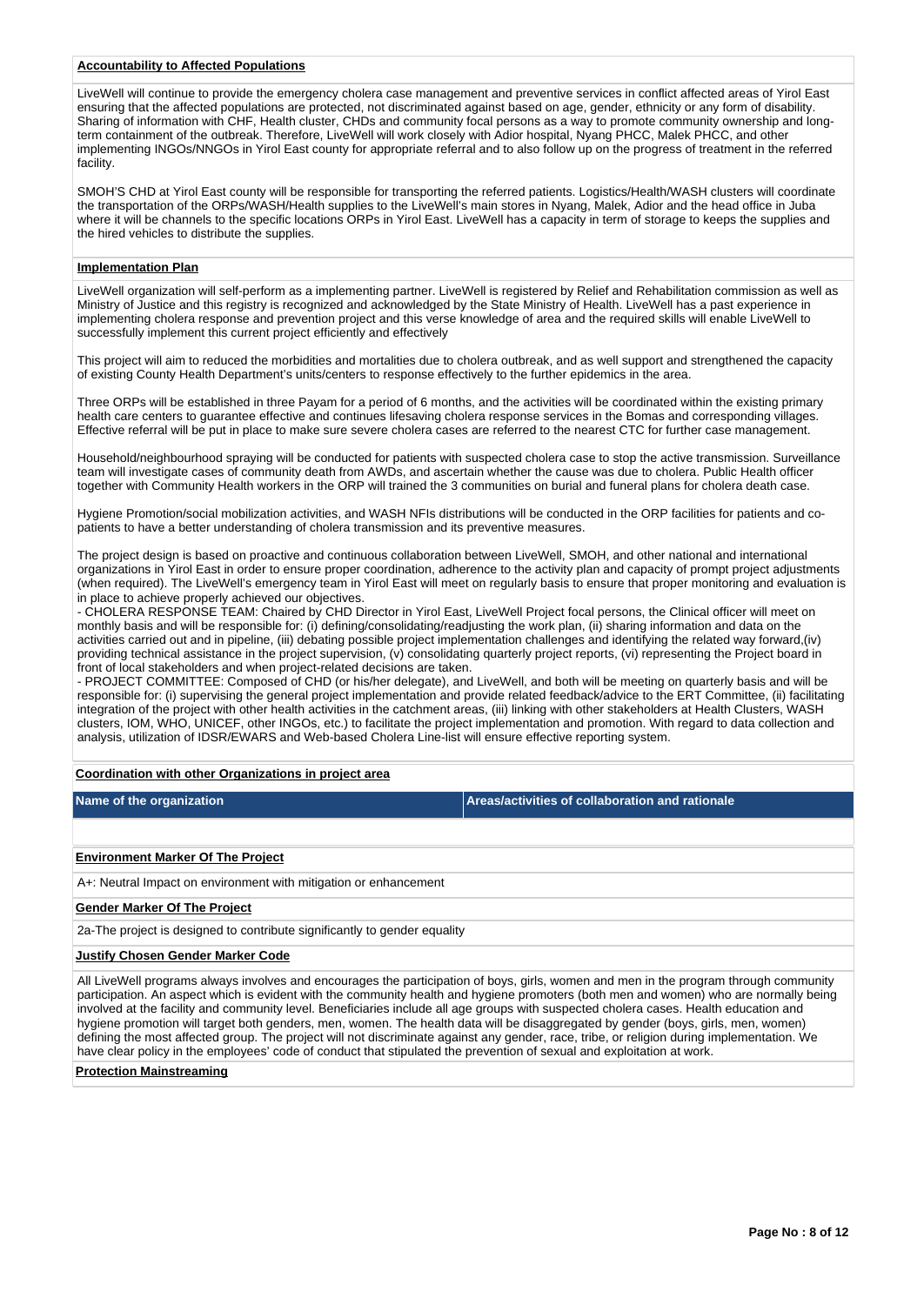**Accountability to Affected Populations**

LiveWell will continue to provide the emergency cholera case management and preventive services in conflict affected areas of Yirol East ensuring that the affected populations are protected, not discriminated against based on age, gender, ethnicity or any form of disability. Sharing of information with CHF, Health cluster, CHDs and community focal persons as a way to promote community ownership and long-term containment of the outbreak. Therefore, LiveWell will work closely with Adior hospital, Nyang PHCC, Malek PHCC, and other implementing INGOs/NNGOs in Yirol East county for appropriate referral and to also follow up on the progress of treatment in the referred facility.

SMOH'S CHD at Yirol East county will be responsible for transporting the referred patients. Logistics/Health/WASH clusters will coordinate the transportation of the ORPs/WASH/Health supplies to the LiveWell's main stores in Nyang, Malek, Adior and the head office in Juba where it will be channels to the specific locations ORPs in Yirol East. LiveWell has a capacity in term of storage to keeps the supplies and the hired vehicles to distribute the supplies.

**Implementation Plan**

LiveWell organization will self-perform as a implementing partner. LiveWell is registered by Relief and Rehabilitation commission as well as Ministry of Justice and this registry is recognized and acknowledged by the State Ministry of Health. LiveWell has a past experience in implementing cholera response and prevention project and this verse knowledge of area and the required skills will enable LiveWell to successfully implement this current project efficiently and effectively

This project will aim to reduced the morbidities and mortalities due to cholera outbreak, and as well support and strengthened the capacity of existing County Health Department's units/centers to response effectively to the further epidemics in the area.

Three ORPs will be established in three Payam for a period of 6 months, and the activities will be coordinated within the existing primary health care centers to guarantee effective and continues lifesaving cholera response services in the Bomas and corresponding villages. Effective referral will be put in place to make sure severe cholera cases are referred to the nearest CTC for further case management.

Household/neighbourhood spraying will be conducted for patients with suspected cholera case to stop the active transmission. Surveillance team will investigate cases of community death from AWDs, and ascertain whether the cause was due to cholera. Public Health officer together with Community Health workers in the ORP will trained the 3 communities on burial and funeral plans for cholera death case.

Hygiene Promotion/social mobilization activities, and WASH NFIs distributions will be conducted in the ORP facilities for patients and co-patients to have a better understanding of cholera transmission and its preventive measures.

The project design is based on proactive and continuous collaboration between LiveWell, SMOH, and other national and international organizations in Yirol East in order to ensure proper coordination, adherence to the activity plan and capacity of prompt project adjustments (when required). The LiveWell's emergency team in Yirol East will meet on regularly basis to ensure that proper monitoring and evaluation is in place to achieve properly achieved our objectives.
- CHOLERA RESPONSE TEAM: Chaired by CHD Director in Yirol East, LiveWell Project focal persons, the Clinical officer will meet on monthly basis and will be responsible for: (i) defining/consolidating/readjusting the work plan, (ii) sharing information and data on the activities carried out and in pipeline, (iii) debating possible project implementation challenges and identifying the related way forward,(iv) providing technical assistance in the project supervision, (v) consolidating quarterly project reports, (vi) representing the Project board in front of local stakeholders and when project-related decisions are taken.
- PROJECT COMMITTEE: Composed of CHD (or his/her delegate), and LiveWell, and both will be meeting on quarterly basis and will be responsible for: (i) supervising the general project implementation and provide related feedback/advice to the ERT Committee, (ii) facilitating integration of the project with other health activities in the catchment areas, (iii) linking with other stakeholders at Health Clusters, WASH clusters, IOM, WHO, UNICEF, other INGOs, etc.) to facilitate the project implementation and promotion. With regard to data collection and analysis, utilization of IDSR/EWARS and Web-based Cholera Line-list will ensure effective reporting system.

**Coordination with other Organizations in project area**

| Name of the organization | Areas/activities of collaboration and rationale |
|---|---|
| | |

**Environment Marker Of The Project**

A+: Neutral Impact on environment with mitigation or enhancement

**Gender Marker Of The Project**

2a-The project is designed to contribute significantly to gender equality

**Justify Chosen Gender Marker Code**

All LiveWell programs always involves and encourages the participation of boys, girls, women and men in the program through community participation. An aspect which is evident with the community health and hygiene promoters (both men and women) who are normally being involved at the facility and community level. Beneficiaries include all age groups with suspected cholera cases. Health education and hygiene promotion will target both genders, men, women. The health data will be disaggregated by gender (boys, girls, men, women) defining the most affected group. The project will not discriminate against any gender, race, tribe, or religion during implementation. We have clear policy in the employees' code of conduct that stipulated the prevention of sexual and exploitation at work.

**Protection Mainstreaming**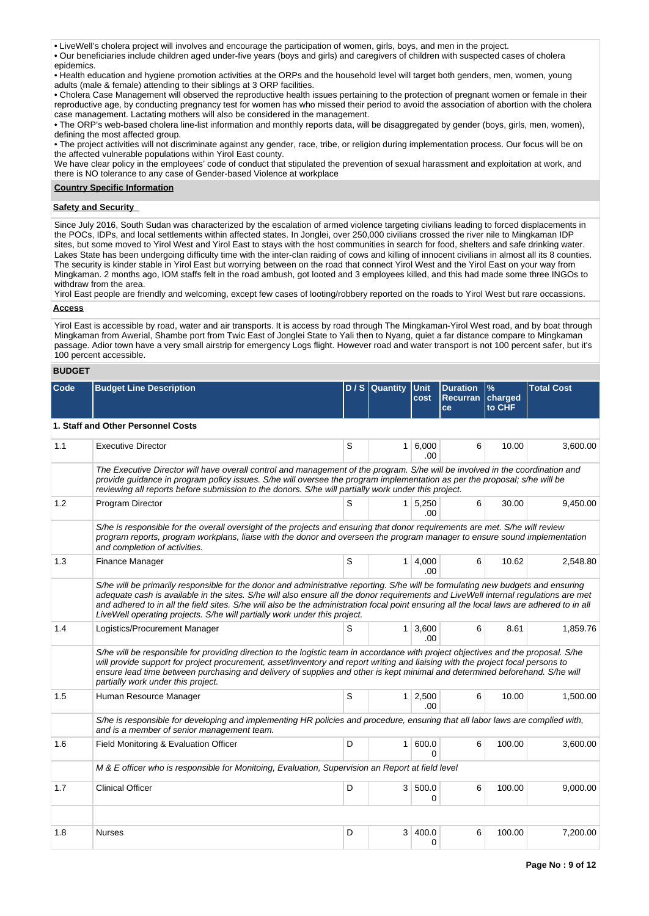• LiveWell's cholera project will involves and encourage the participation of women, girls, boys, and men in the project.
• Our beneficiaries include children aged under-five years (boys and girls) and caregivers of children with suspected cases of cholera epidemics.
• Health education and hygiene promotion activities at the ORPs and the household level will target both genders, men, women, young adults (male & female) attending to their siblings at 3 ORP facilities.
• Cholera Case Management will observed the reproductive health issues pertaining to the protection of pregnant women or female in their reproductive age, by conducting pregnancy test for women has who missed their period to avoid the association of abortion with the cholera case management. Lactating mothers will also be considered in the management.
• The ORP's web-based cholera line-list information and monthly reports data, will be disaggregated by gender (boys, girls, men, women), defining the most affected group.
• The project activities will not discriminate against any gender, race, tribe, or religion during implementation process. Our focus will be on the affected vulnerable populations within Yirol East county.
We have clear policy in the employees' code of conduct that stipulated the prevention of sexual harassment and exploitation at work, and there is NO tolerance to any case of Gender-based Violence at workplace

**Country Specific Information**

**Safety and Security**

Since July 2016, South Sudan was characterized by the escalation of armed violence targeting civilians leading to forced displacements in the POCs, IDPs, and local settlements within affected states. In Jonglei, over 250,000 civilians crossed the river nile to Mingkaman IDP sites, but some moved to Yirol West and Yirol East to stays with the host communities in search for food, shelters and safe drinking water. Lakes State has been undergoing difficulty time with the inter-clan raiding of cows and killing of innocent civilians in almost all its 8 counties. The security is kinder stable in Yirol East but worrying between on the road that connect Yirol West and the Yirol East on your way from Mingkaman. 2 months ago, IOM staffs felt in the road ambush, got looted and 3 employees killed, and this had made some three INGOs to withdraw from the area.
Yirol East people are friendly and welcoming, except few cases of looting/robbery reported on the roads to Yirol West but rare occassions.

**Access**

Yirol East is accessible by road, water and air transports. It is access by road through The Mingkaman-Yirol West road, and by boat through Mingkaman from Awerial, Shambe port from Twic East of Jonglei State to Yali then to Nyang, quiet a far distance compare to Mingkaman passage. Adior town have a very small airstrip for emergency Logs flight. However road and water transport is not 100 percent safer, but it's 100 percent accessible.

**BUDGET**

| Code | Budget Line Description | D / S | Quantity | Unit cost | Duration Recurrance | % charged to CHF | Total Cost |
|---|---|---|---|---|---|---|---|
| **1. Staff and Other Personnel Costs** | | | | | | | |
| 1.1 | Executive Director | S | 1 | 6,000.00 | 6 | 10.00 | 3,600.00 |
| | *The Executive Director will have overall control and management of the program. S/he will be involved in the coordination and provide guidance in program policy issues. S/he will oversee the program implementation as per the proposal; s/he will be reviewing all reports before submission to the donors. S/he will partially work under this project.* | | | | | | |
| 1.2 | Program Director | S | 1 | 5,250.00 | 6 | 30.00 | 9,450.00 |
| | *S/he is responsible for the overall oversight of the projects and ensuring that donor requirements are met. S/he will review program reports, program workplans, liaise with the donor and overseen the program manager to ensure sound implementation and completion of activities.* | | | | | | |
| 1.3 | Finance Manager | S | 1 | 4,000.00 | 6 | 10.62 | 2,548.80 |
| | *S/he will be primarily responsible for the donor and administrative reporting. S/he will be formulating new budgets and ensuring adequate cash is available in the sites. S/he will also ensure all the donor requirements and LiveWell internal regulations are met and adhered to in all the field sites. S/he will also be the administration focal point ensuring all the local laws are adhered to in all LiveWell operating projects. S/he will partially work under this project.* | | | | | | |
| 1.4 | Logistics/Procurement Manager | S | 1 | 3,600.00 | 6 | 8.61 | 1,859.76 |
| | *S/he will be responsible for providing direction to the logistic team in accordance with project objectives and the proposal. S/he will provide support for project procurement, asset/inventory and report writing and liaising with the project focal persons to ensure lead time between purchasing and delivery of supplies and other is kept minimal and determined beforehand. S/he will partially work under this project.* | | | | | | |
| 1.5 | Human Resource Manager | S | 1 | 2,500.00 | 6 | 10.00 | 1,500.00 |
| | *S/he is responsible for developing and implementing HR policies and procedure, ensuring that all labor laws are complied with, and is a member of senior management team.* | | | | | | |
| 1.6 | Field Monitoring & Evaluation Officer | D | 1 | 600.00 | 6 | 100.00 | 3,600.00 |
| | *M & E officer who is responsible for Monitoing, Evaluation, Supervision an Report at field level* | | | | | | |
| 1.7 | Clinical Officer | D | 3 | 500.00 | 6 | 100.00 | 9,000.00 |
| | | | | | | | |
| 1.8 | Nurses | D | 3 | 400.00 | 6 | 100.00 | 7,200.00 |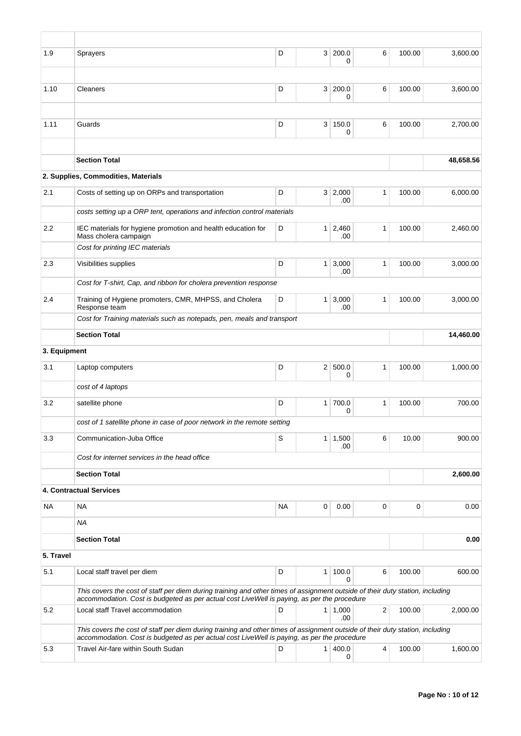| | | | | | | | |
|---|---|---|---|---|---|---|---|
| 1.9 | Sprayers | D | 3 | 200.00 | 6 | 100.00 | 3,600.00 |
| | | | | | | | |
| 1.10 | Cleaners | D | 3 | 200.00 | 6 | 100.00 | 3,600.00 |
| | | | | | | | |
| 1.11 | Guards | D | 3 | 150.00 | 6 | 100.00 | 2,700.00 |
| | | | | | | | |
| | **Section Total** | | | | | | **48,658.56** |
| **2. Supplies, Commodities, Materials** | | | | | | | |
| 2.1 | Costs of setting up on ORPs and transportation | D | 3 | 2,000.00 | 1 | 100.00 | 6,000.00 |
| | *costs setting up a ORP tent, operations and infection control materials* | | | | | | |
| 2.2 | IEC materials for hygiene promotion and health education for Mass cholera campaign | D | 1 | 2,460.00 | 1 | 100.00 | 2,460.00 |
| | *Cost for printing IEC materials* | | | | | | |
| 2.3 | Visibilities supplies | D | 1 | 3,000.00 | 1 | 100.00 | 3,000.00 |
| | *Cost for T-shirt, Cap, and ribbon for cholera prevention response* | | | | | | |
| 2.4 | Training of Hygiene promoters, CMR, MHPSS, and Cholera Response team | D | 1 | 3,000.00 | 1 | 100.00 | 3,000.00 |
| | *Cost for Training materials such as notepads, pen, meals and transport* | | | | | | |
| | **Section Total** | | | | | | **14,460.00** |
| **3. Equipment** | | | | | | | |
| 3.1 | Laptop computers | D | 2 | 500.00 | 1 | 100.00 | 1,000.00 |
| | *cost of 4 laptops* | | | | | | |
| 3.2 | satellite phone | D | 1 | 700.00 | 1 | 100.00 | 700.00 |
| | *cost of 1 satellite phone in case of poor network in the remote setting* | | | | | | |
| 3.3 | Communication-Juba Office | S | 1 | 1,500.00 | 6 | 10.00 | 900.00 |
| | *Cost for internet services in the head office* | | | | | | |
| | **Section Total** | | | | | | **2,600.00** |
| **4. Contractual Services** | | | | | | | |
| NA | NA | NA | 0 | 0.00 | 0 | 0 | 0.00 |
| | *NA* | | | | | | |
| | **Section Total** | | | | | | **0.00** |
| **5. Travel** | | | | | | | |
| 5.1 | Local staff travel per diem | D | 1 | 100.00 | 6 | 100.00 | 600.00 |
| | *This covers the cost of staff per diem during training and other times of assignment outside of their duty station, including accommodation. Cost is budgeted as per actual cost LiveWell is paying, as per the procedure* | | | | | | |
| 5.2 | Local staff Travel accommodation | D | 1 | 1,000.00 | 2 | 100.00 | 2,000.00 |
| | *This covers the cost of staff per diem during training and other times of assignment outside of their duty station, including accommodation. Cost is budgeted as per actual cost LiveWell is paying, as per the procedure* | | | | | | |
| 5.3 | Travel Air-fare within South Sudan | D | 1 | 400.00 | 4 | 100.00 | 1,600.00 |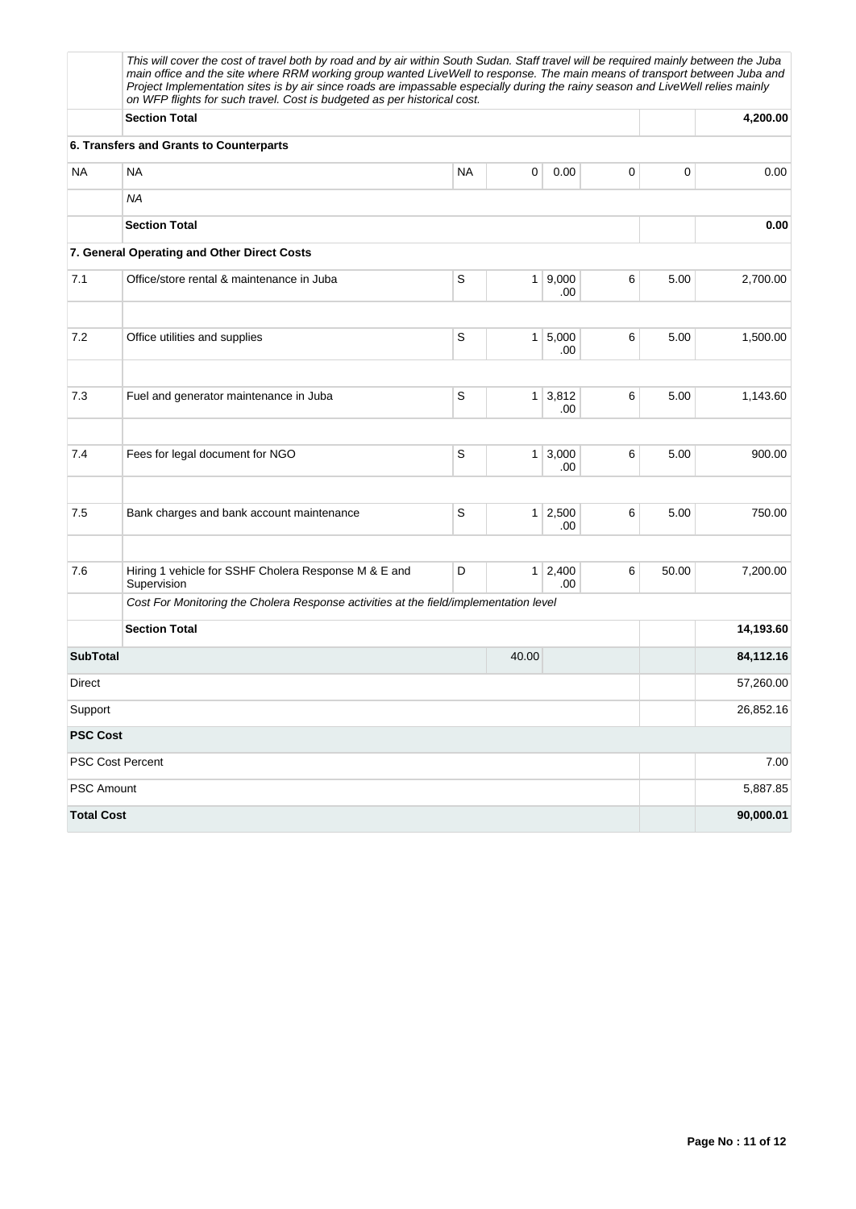| | | | | | | | |
|---|---|---|---|---|---|---|---|
| | *This will cover the cost of travel both by road and by air within South Sudan. Staff travel will be required mainly between the Juba main office and the site where RRM working group wanted LiveWell to response. The main means of transport between Juba and Project Implementation sites is by air since roads are impassable especially during the rainy season and LiveWell relies mainly on WFP flights for such travel. Cost is budgeted as per historical cost.* | | | | | | |
| | **Section Total** | | | | | | **4,200.00** |
| | **6. Transfers and Grants to Counterparts** | | | | | | |
| NA | NA | NA | 0 | 0.00 | 0 | 0 | 0.00 |
| | *NA* | | | | | | |
| | **Section Total** | | | | | | **0.00** |
| | **7. General Operating and Other Direct Costs** | | | | | | |
| 7.1 | Office/store rental & maintenance in Juba | S | 1 | 9,000.00 | 6 | 5.00 | 2,700.00 |
| | | | | | | | |
| 7.2 | Office utilities and supplies | S | 1 | 5,000.00 | 6 | 5.00 | 1,500.00 |
| | | | | | | | |
| 7.3 | Fuel and generator maintenance in Juba | S | 1 | 3,812.00 | 6 | 5.00 | 1,143.60 |
| | | | | | | | |
| 7.4 | Fees for legal document for NGO | S | 1 | 3,000.00 | 6 | 5.00 | 900.00 |
| | | | | | | | |
| 7.5 | Bank charges and bank account maintenance | S | 1 | 2,500.00 | 6 | 5.00 | 750.00 |
| | | | | | | | |
| 7.6 | Hiring 1 vehicle for SSHF Cholera Response M & E and Supervision | D | 1 | 2,400.00 | 6 | 50.00 | 7,200.00 |
| | *Cost For Monitoring the Cholera Response activities at the field/implementation level* | | | | | | |
| | **Section Total** | | | | | | **14,193.60** |
| **SubTotal** | | | 40.00 | | | | **84,112.16** |
| Direct | | | | | | | 57,260.00 |
| Support | | | | | | | 26,852.16 |
| **PSC Cost** | | | | | | | |
| PSC Cost Percent | | | | | | | 7.00 |
| PSC Amount | | | | | | | 5,887.85 |
| **Total Cost** | | | | | | | **90,000.01** |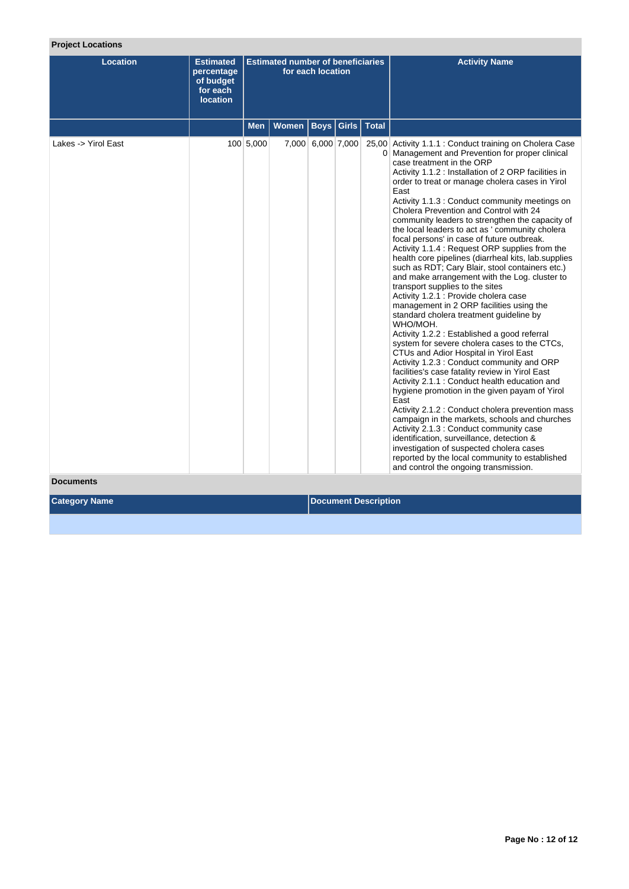## Project Locations

| Location | Estimated percentage of budget for each location | Estimated number of beneficiaries for each location | | | | | Activity Name |
|---|---|---|---|---|---|---|---|
| | | Men | Women | Boys | Girls | Total | |
| Lakes -> Yirol East | 100 | 5,000 | 7,000 | 6,000 | 7,000 | 25,000 | Activity 1.1.1 : Conduct training on Cholera Case Management and Prevention for proper clinical case treatment in the ORP<br>Activity 1.1.2 : Installation of 2 ORP facilities in order to treat or manage cholera cases in Yirol East<br>Activity 1.1.3 : Conduct community meetings on Cholera Prevention and Control with 24 community leaders to strengthen the capacity of the local leaders to act as ' community cholera focal persons' in case of future outbreak.<br>Activity 1.1.4 : Request ORP supplies from the health core pipelines (diarrheal kits, lab.supplies such as RDT; Cary Blair, stool containers etc.) and make arrangement with the Log. cluster to transport supplies to the sites<br>Activity 1.2.1 : Provide cholera case management in 2 ORP facilities using the standard cholera treatment guideline by WHO/MOH.<br>Activity 1.2.2 : Established a good referral system for severe cholera cases to the CTCs, CTUs and Adior Hospital in Yirol East<br>Activity 1.2.3 : Conduct community and ORP facilities's case fatality review in Yirol East<br>Activity 2.1.1 : Conduct health education and hygiene promotion in the given payam of Yirol East<br>Activity 2.1.2 : Conduct cholera prevention mass campaign in the markets, schools and churches<br>Activity 2.1.3 : Conduct community case identification, surveillance, detection & investigation of suspected cholera cases reported by the local community to established and control the ongoing transmission. |

## Documents

| Category Name | Document Description |
|---|---|
| | |